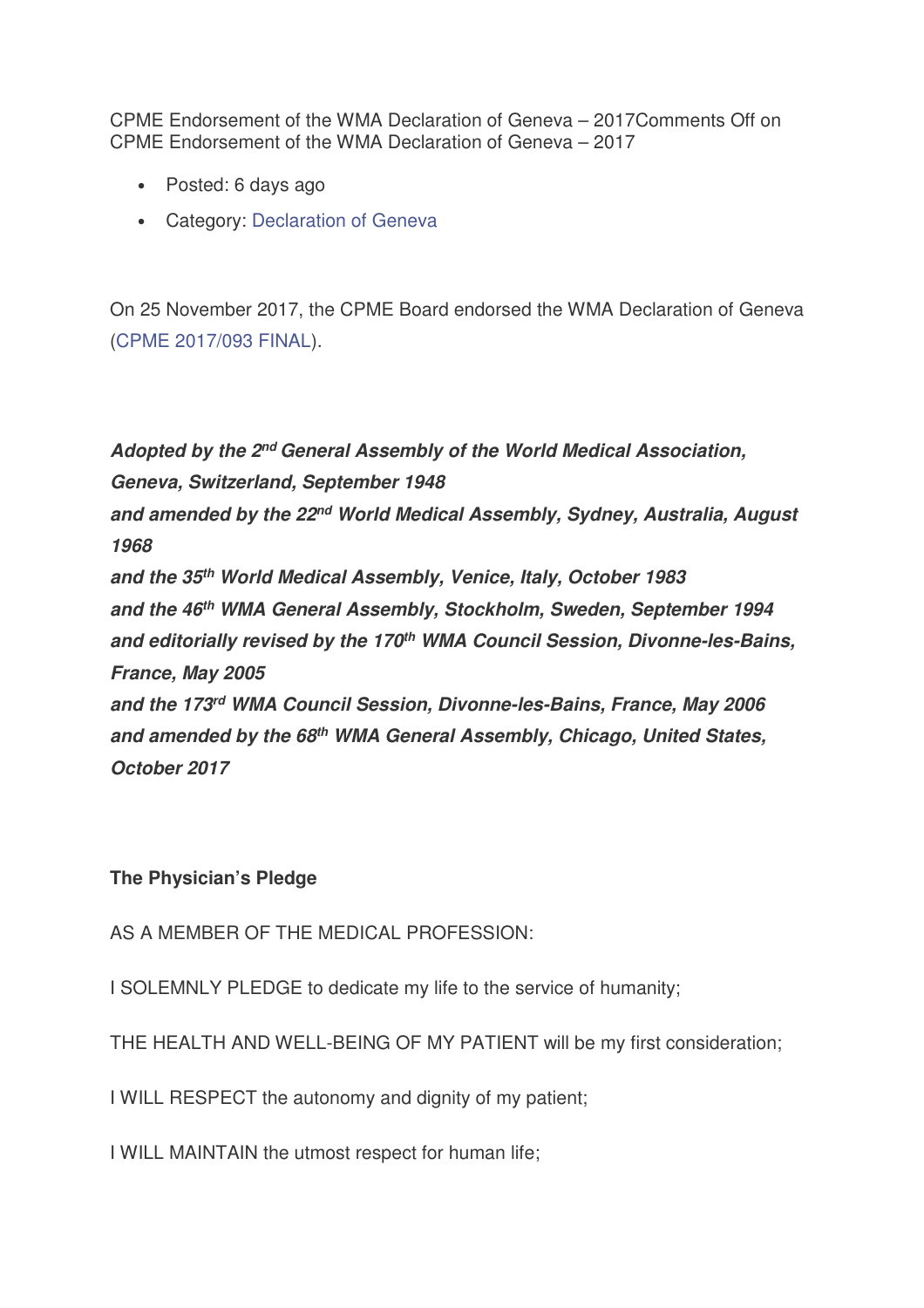CPME Endorsement of the WMA Declaration of Geneva – 2017Comments Off on CPME Endorsement of the WMA Declaration of Geneva – 2017

- Posted: 6 days ago
- Category: Declaration of Geneva

On 25 November 2017, the CPME Board endorsed the WMA Declaration of Geneva (CPME 2017/093 FINAL).

***Adopted by the 2nd General Assembly of the World Medical Association, Geneva, Switzerland, September 1948***
***and amended by the 22nd World Medical Assembly, Sydney, Australia, August 1968***
***and the 35th World Medical Assembly, Venice, Italy, October 1983***
***and the 46th WMA General Assembly, Stockholm, Sweden, September 1994***
***and editorially revised by the 170th WMA Council Session, Divonne-les-Bains, France, May 2005***
***and the 173rd WMA Council Session, Divonne-les-Bains, France, May 2006***
***and amended by the 68th WMA General Assembly, Chicago, United States, October 2017***

**The Physician's Pledge**

AS A MEMBER OF THE MEDICAL PROFESSION:

I SOLEMNLY PLEDGE to dedicate my life to the service of humanity;

THE HEALTH AND WELL-BEING OF MY PATIENT will be my first consideration;

I WILL RESPECT the autonomy and dignity of my patient;

I WILL MAINTAIN the utmost respect for human life;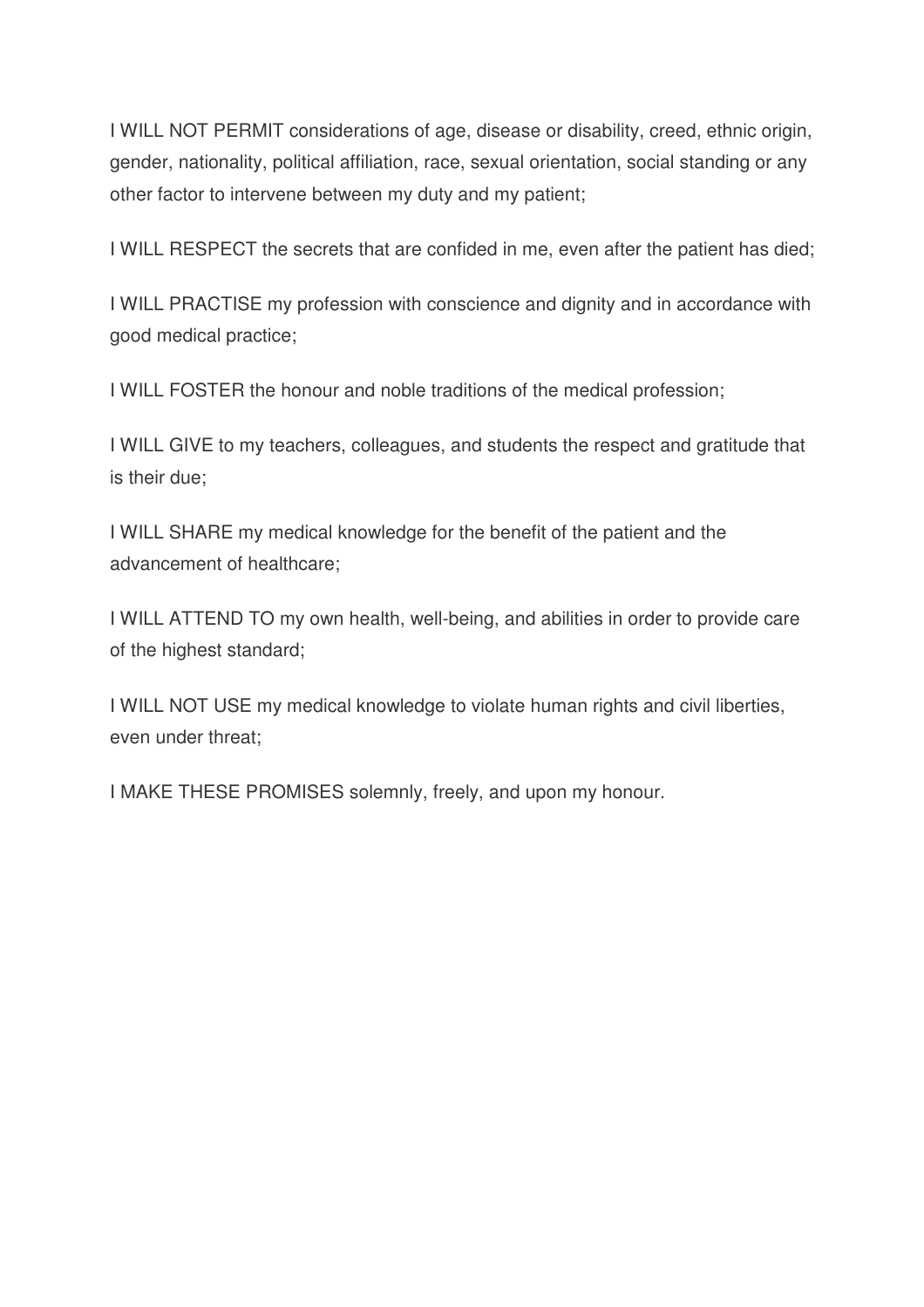I WILL NOT PERMIT considerations of age, disease or disability, creed, ethnic origin, gender, nationality, political affiliation, race, sexual orientation, social standing or any other factor to intervene between my duty and my patient;

I WILL RESPECT the secrets that are confided in me, even after the patient has died;

I WILL PRACTISE my profession with conscience and dignity and in accordance with good medical practice;

I WILL FOSTER the honour and noble traditions of the medical profession;

I WILL GIVE to my teachers, colleagues, and students the respect and gratitude that is their due;

I WILL SHARE my medical knowledge for the benefit of the patient and the advancement of healthcare;

I WILL ATTEND TO my own health, well-being, and abilities in order to provide care of the highest standard;

I WILL NOT USE my medical knowledge to violate human rights and civil liberties, even under threat;

I MAKE THESE PROMISES solemnly, freely, and upon my honour.